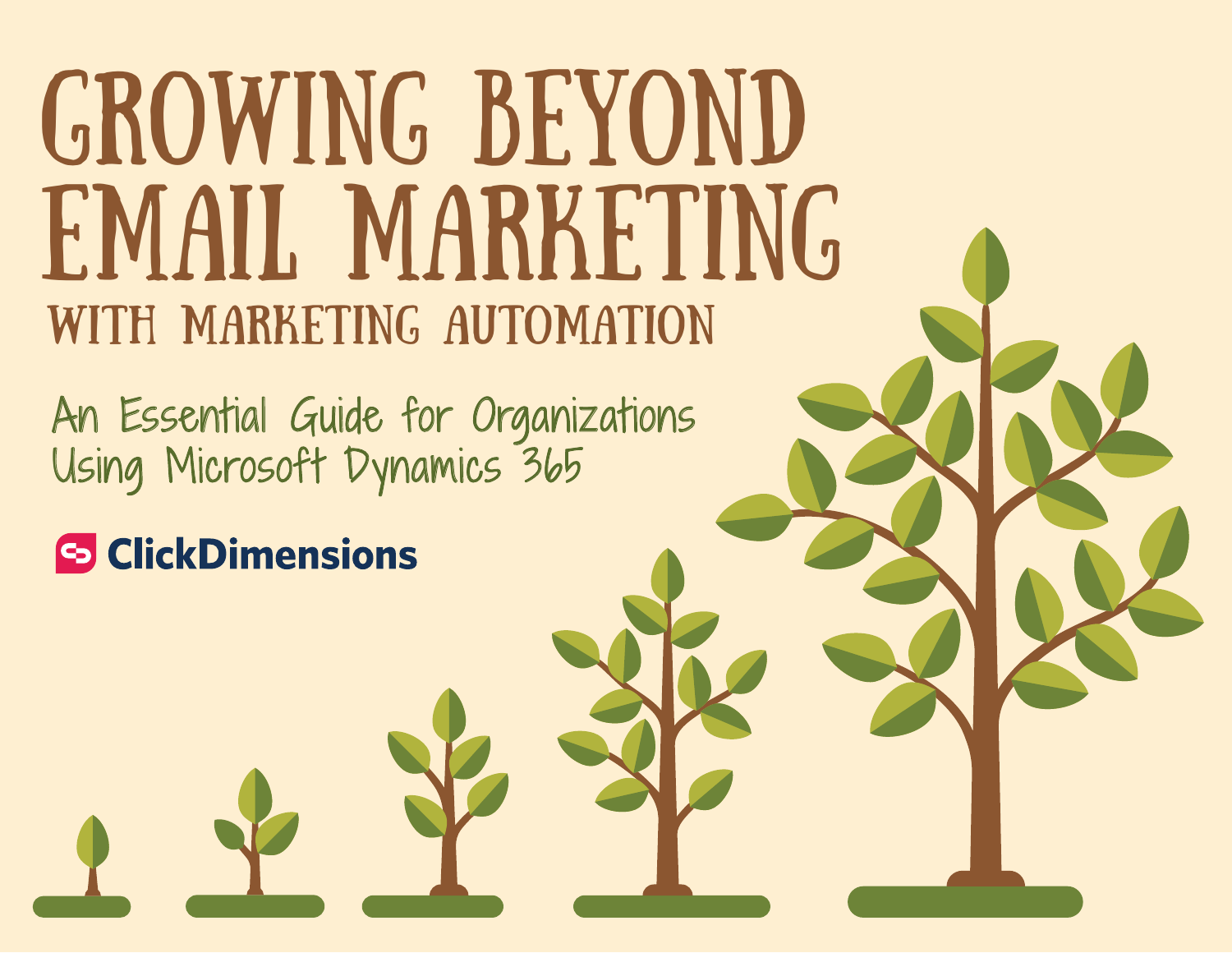# GROWING BEYOND EMAIL MARKETING

## WITH MARKETING AUTOMATION

An Essential Guide for Organizations Using Microsoft Dynamics 365

ClickDimensions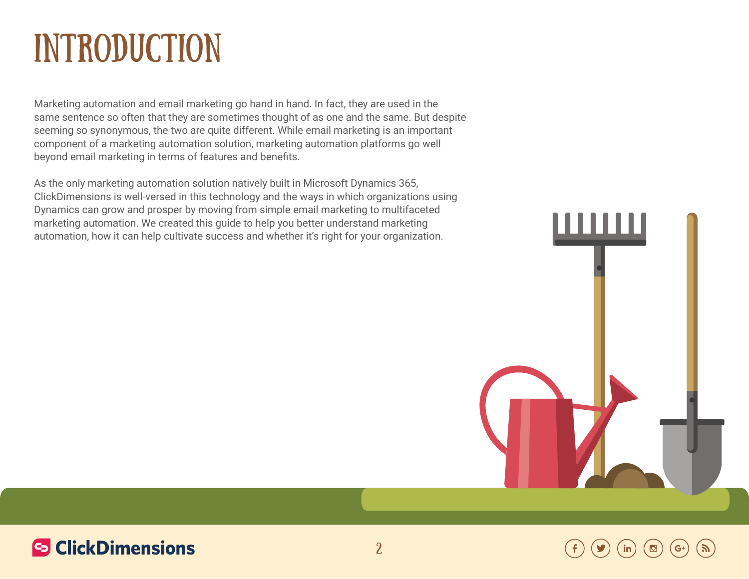# INTRODUCTION

Marketing automation and email marketing go hand in hand. In fact, they are used in the same sentence so often that they are sometimes thought of as one and the same. But despite seeming so synonymous, the two are quite different. While email marketing is an important component of a marketing automation solution, marketing automation platforms go well beyond email marketing in terms of features and benefits.

As the only marketing automation solution natively built in Microsoft Dynamics 365, ClickDimensions is well-versed in this technology and the ways in which organizations using Dynamics can grow and prosper by moving from simple email marketing to multifaceted marketing automation. We created this guide to help you better understand marketing automation, how it can help cultivate success and whether it's right for your organization.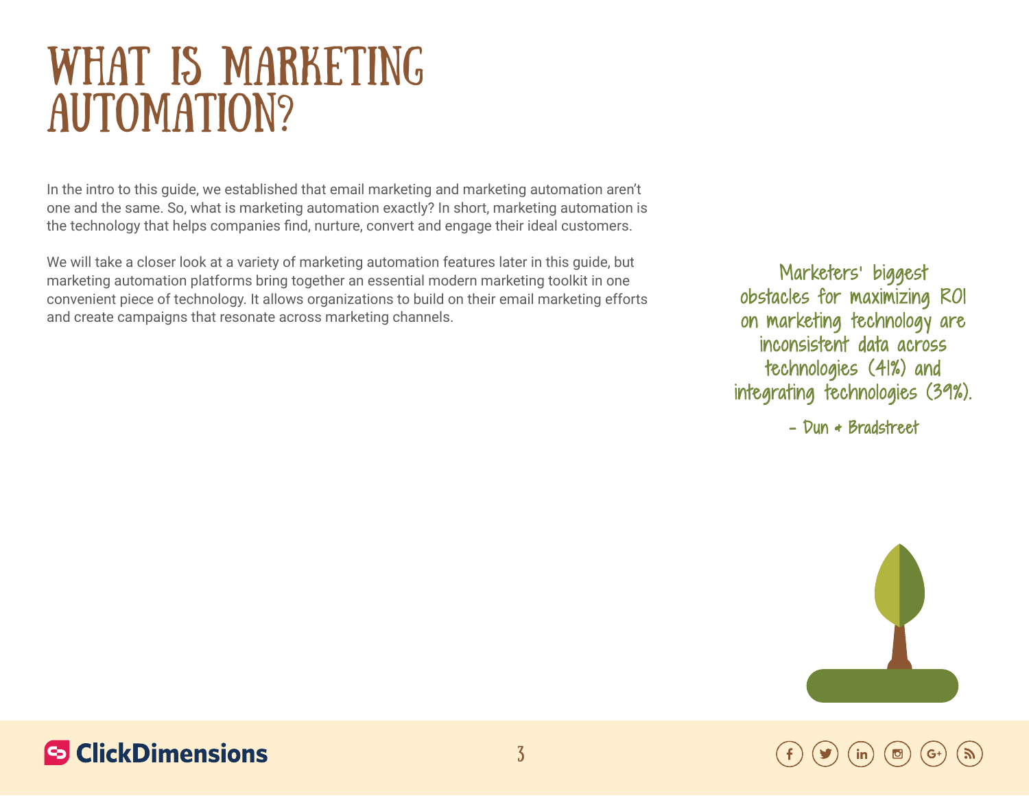# What is Marketing Automation?

In the intro to this guide, we established that email marketing and marketing automation aren't one and the same. So, what is marketing automation exactly? In short, marketing automation is the technology that helps companies find, nurture, convert and engage their ideal customers.

We will take a closer look at a variety of marketing automation features later in this guide, but marketing automation platforms bring together an essential modern marketing toolkit in one convenient piece of technology. It allows organizations to build on their email marketing efforts and create campaigns that resonate across marketing channels.

> Marketers' biggest obstacles for maximizing ROI on marketing technology are inconsistent data across technologies (41%) and integrating technologies (39%).
>
> \- Dun & Bradstreet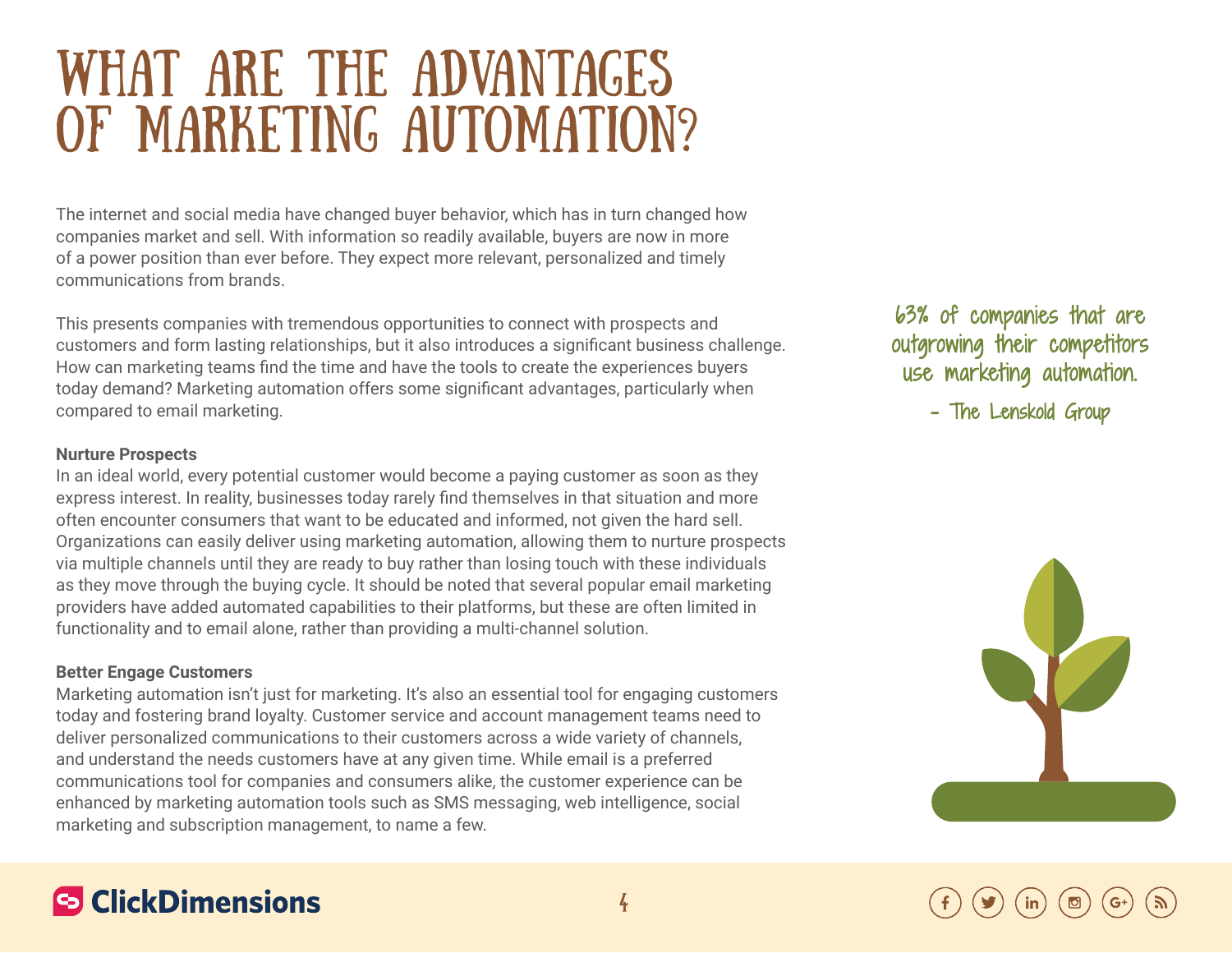# WHAT ARE THE ADVANTAGES OF MARKETING AUTOMATION?

The internet and social media have changed buyer behavior, which has in turn changed how companies market and sell. With information so readily available, buyers are now in more of a power position than ever before. They expect more relevant, personalized and timely communications from brands.

This presents companies with tremendous opportunities to connect with prospects and customers and form lasting relationships, but it also introduces a significant business challenge. How can marketing teams find the time and have the tools to create the experiences buyers today demand? Marketing automation offers some significant advantages, particularly when compared to email marketing.

> 63% of companies that are outgrowing their competitors use marketing automation.
>
> – The Lenskold Group

**Nurture Prospects**

In an ideal world, every potential customer would become a paying customer as soon as they express interest. In reality, businesses today rarely find themselves in that situation and more often encounter consumers that want to be educated and informed, not given the hard sell. Organizations can easily deliver using marketing automation, allowing them to nurture prospects via multiple channels until they are ready to buy rather than losing touch with these individuals as they move through the buying cycle. It should be noted that several popular email marketing providers have added automated capabilities to their platforms, but these are often limited in functionality and to email alone, rather than providing a multi-channel solution.

**Better Engage Customers**

Marketing automation isn't just for marketing. It's also an essential tool for engaging customers today and fostering brand loyalty. Customer service and account management teams need to deliver personalized communications to their customers across a wide variety of channels, and understand the needs customers have at any given time. While email is a preferred communications tool for companies and consumers alike, the customer experience can be enhanced by marketing automation tools such as SMS messaging, web intelligence, social marketing and subscription management, to name a few.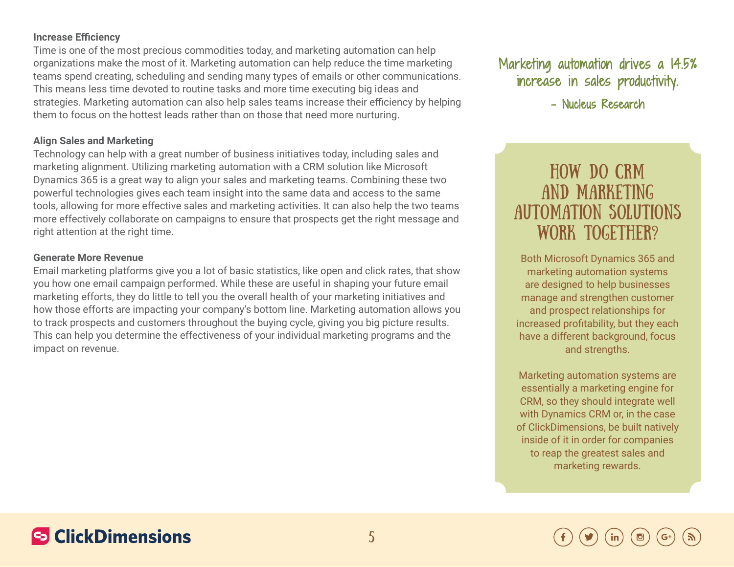**Increase Efficiency**

Time is one of the most precious commodities today, and marketing automation can help organizations make the most of it. Marketing automation can help reduce the time marketing teams spend creating, scheduling and sending many types of emails or other communications. This means less time devoted to routine tasks and more time executing big ideas and strategies. Marketing automation can also help sales teams increase their efficiency by helping them to focus on the hottest leads rather than on those that need more nurturing.

**Align Sales and Marketing**

Technology can help with a great number of business initiatives today, including sales and marketing alignment. Utilizing marketing automation with a CRM solution like Microsoft Dynamics 365 is a great way to align your sales and marketing teams. Combining these two powerful technologies gives each team insight into the same data and access to the same tools, allowing for more effective sales and marketing activities. It can also help the two teams more effectively collaborate on campaigns to ensure that prospects get the right message and right attention at the right time.

**Generate More Revenue**

Email marketing platforms give you a lot of basic statistics, like open and click rates, that show you how one email campaign performed. While these are useful in shaping your future email marketing efforts, they do little to tell you the overall health of your marketing initiatives and how those efforts are impacting your company's bottom line. Marketing automation allows you to track prospects and customers throughout the buying cycle, giving you big picture results. This can help you determine the effectiveness of your individual marketing programs and the impact on revenue.

> Marketing automation drives a 14.5% increase in sales productivity.
>
> – Nucleus Research

## HOW DO CRM AND MARKETING AUTOMATION SOLUTIONS WORK TOGETHER?

Both Microsoft Dynamics 365 and marketing automation systems are designed to help businesses manage and strengthen customer and prospect relationships for increased profitability, but they each have a different background, focus and strengths.

Marketing automation systems are essentially a marketing engine for CRM, so they should integrate well with Dynamics CRM or, in the case of ClickDimensions, be built natively inside of it in order for companies to reap the greatest sales and marketing rewards.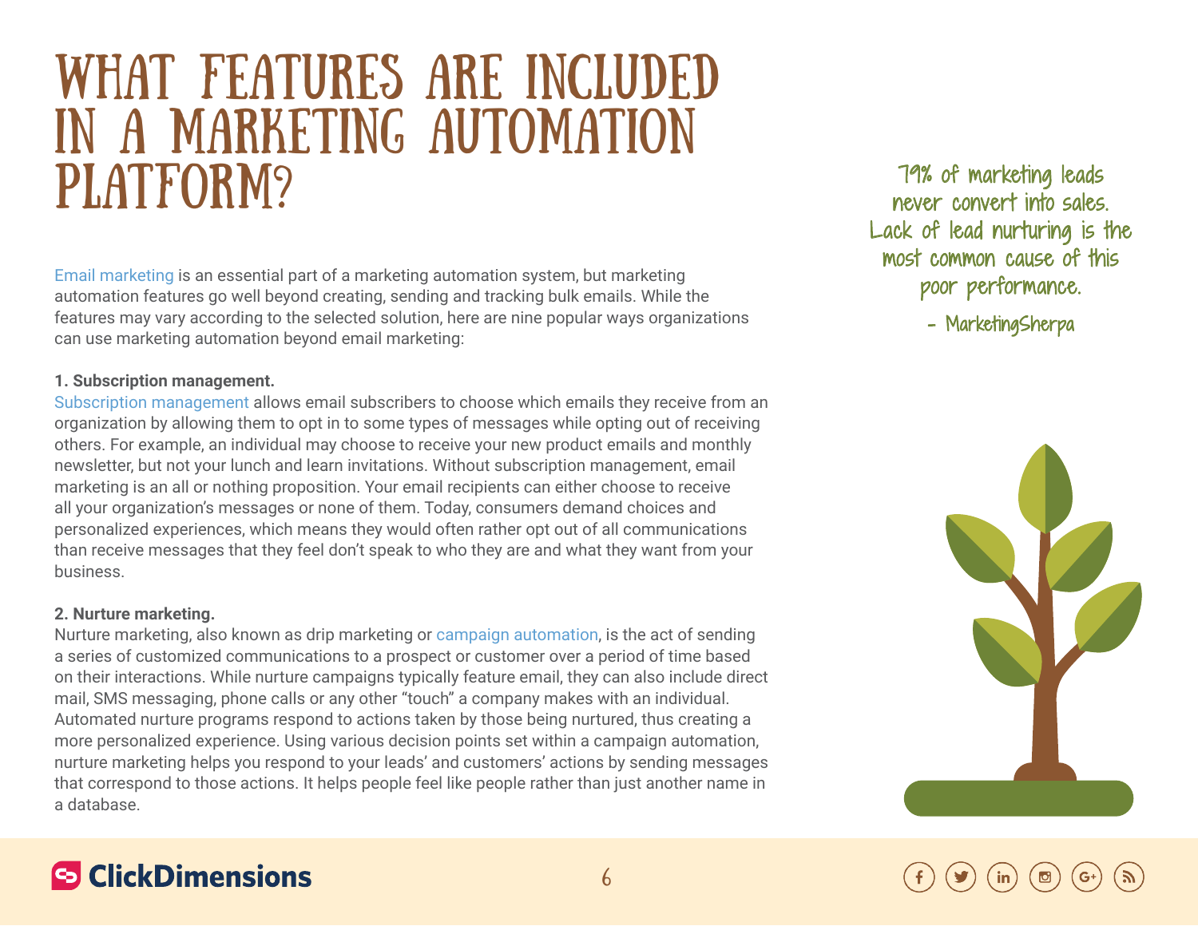# WHAT FEATURES ARE INCLUDED IN A MARKETING AUTOMATION PLATFORM?

Email marketing is an essential part of a marketing automation system, but marketing automation features go well beyond creating, sending and tracking bulk emails. While the features may vary according to the selected solution, here are nine popular ways organizations can use marketing automation beyond email marketing:

**1. Subscription management.**

Subscription management allows email subscribers to choose which emails they receive from an organization by allowing them to opt in to some types of messages while opting out of receiving others. For example, an individual may choose to receive your new product emails and monthly newsletter, but not your lunch and learn invitations. Without subscription management, email marketing is an all or nothing proposition. Your email recipients can either choose to receive all your organization's messages or none of them. Today, consumers demand choices and personalized experiences, which means they would often rather opt out of all communications than receive messages that they feel don't speak to who they are and what they want from your business.

**2. Nurture marketing.**

Nurture marketing, also known as drip marketing or campaign automation, is the act of sending a series of customized communications to a prospect or customer over a period of time based on their interactions. While nurture campaigns typically feature email, they can also include direct mail, SMS messaging, phone calls or any other "touch" a company makes with an individual. Automated nurture programs respond to actions taken by those being nurtured, thus creating a more personalized experience. Using various decision points set within a campaign automation, nurture marketing helps you respond to your leads' and customers' actions by sending messages that correspond to those actions. It helps people feel like people rather than just another name in a database.

79% of marketing leads never convert into sales. Lack of lead nurturing is the most common cause of this poor performance.

- MarketingSherpa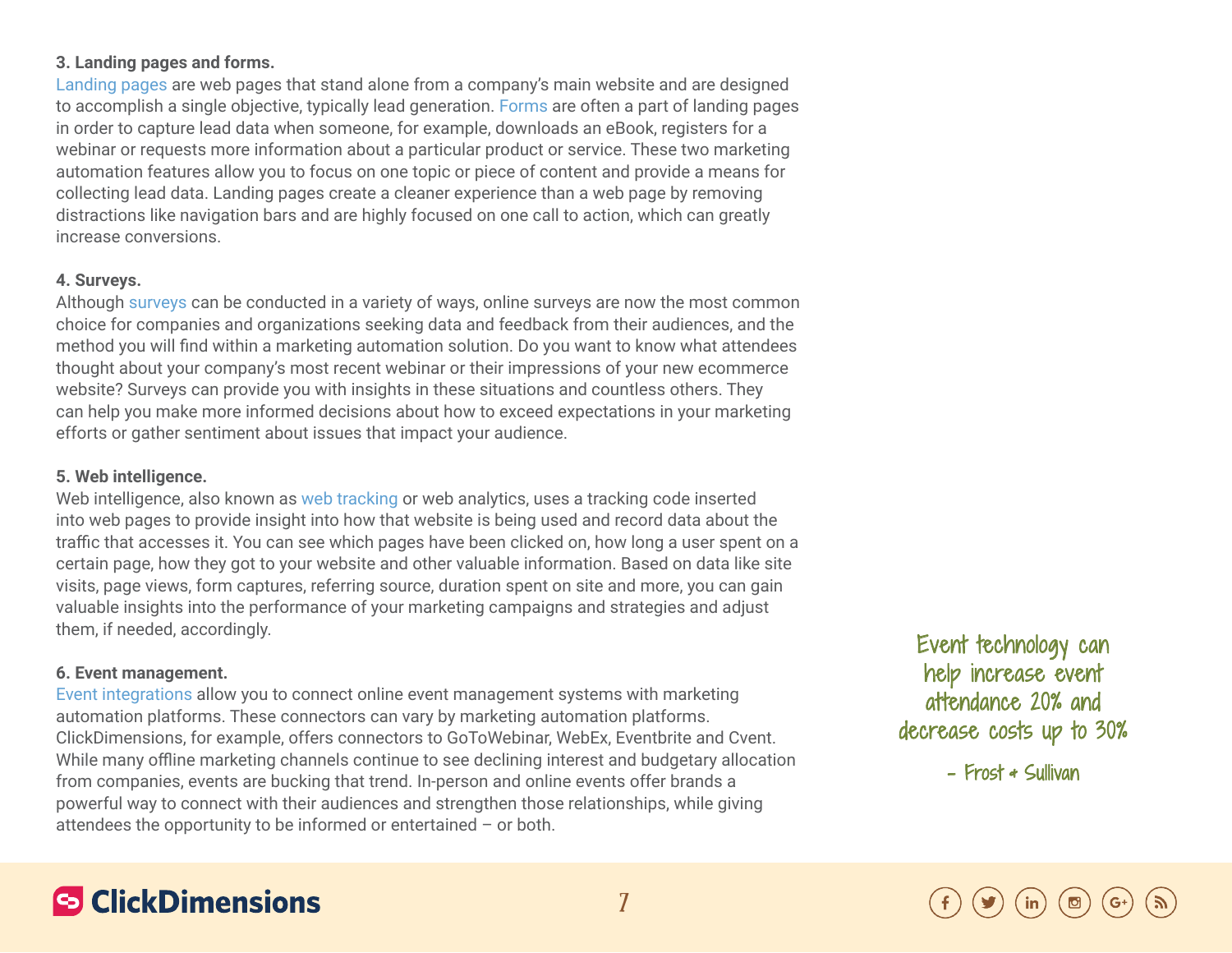**3. Landing pages and forms.**

Landing pages are web pages that stand alone from a company's main website and are designed to accomplish a single objective, typically lead generation. Forms are often a part of landing pages in order to capture lead data when someone, for example, downloads an eBook, registers for a webinar or requests more information about a particular product or service. These two marketing automation features allow you to focus on one topic or piece of content and provide a means for collecting lead data. Landing pages create a cleaner experience than a web page by removing distractions like navigation bars and are highly focused on one call to action, which can greatly increase conversions.

**4. Surveys.**

Although surveys can be conducted in a variety of ways, online surveys are now the most common choice for companies and organizations seeking data and feedback from their audiences, and the method you will find within a marketing automation solution. Do you want to know what attendees thought about your company's most recent webinar or their impressions of your new ecommerce website? Surveys can provide you with insights in these situations and countless others. They can help you make more informed decisions about how to exceed expectations in your marketing efforts or gather sentiment about issues that impact your audience.

**5. Web intelligence.**

Web intelligence, also known as web tracking or web analytics, uses a tracking code inserted into web pages to provide insight into how that website is being used and record data about the traffic that accesses it. You can see which pages have been clicked on, how long a user spent on a certain page, how they got to your website and other valuable information. Based on data like site visits, page views, form captures, referring source, duration spent on site and more, you can gain valuable insights into the performance of your marketing campaigns and strategies and adjust them, if needed, accordingly.

**6. Event management.**

Event integrations allow you to connect online event management systems with marketing automation platforms. These connectors can vary by marketing automation platforms. ClickDimensions, for example, offers connectors to GoToWebinar, WebEx, Eventbrite and Cvent. While many offline marketing channels continue to see declining interest and budgetary allocation from companies, events are bucking that trend. In-person and online events offer brands a powerful way to connect with their audiences and strengthen those relationships, while giving attendees the opportunity to be informed or entertained – or both.

Event technology can help increase event attendance 20% and decrease costs up to 30%

– Frost & Sullivan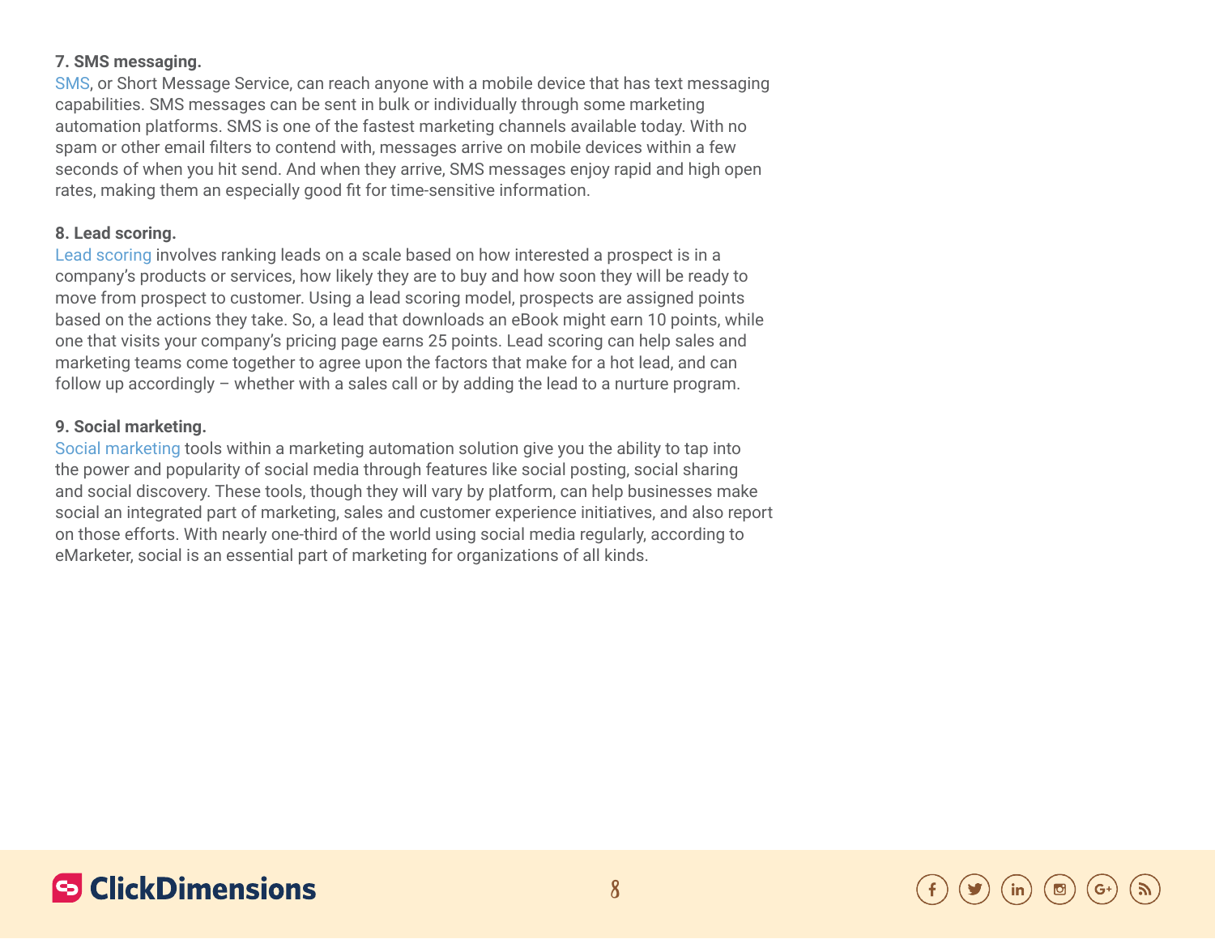**7. SMS messaging.**

SMS, or Short Message Service, can reach anyone with a mobile device that has text messaging capabilities. SMS messages can be sent in bulk or individually through some marketing automation platforms. SMS is one of the fastest marketing channels available today. With no spam or other email filters to contend with, messages arrive on mobile devices within a few seconds of when you hit send. And when they arrive, SMS messages enjoy rapid and high open rates, making them an especially good fit for time-sensitive information.

**8. Lead scoring.**

Lead scoring involves ranking leads on a scale based on how interested a prospect is in a company's products or services, how likely they are to buy and how soon they will be ready to move from prospect to customer. Using a lead scoring model, prospects are assigned points based on the actions they take. So, a lead that downloads an eBook might earn 10 points, while one that visits your company's pricing page earns 25 points. Lead scoring can help sales and marketing teams come together to agree upon the factors that make for a hot lead, and can follow up accordingly – whether with a sales call or by adding the lead to a nurture program.

**9. Social marketing.**

Social marketing tools within a marketing automation solution give you the ability to tap into the power and popularity of social media through features like social posting, social sharing and social discovery. These tools, though they will vary by platform, can help businesses make social an integrated part of marketing, sales and customer experience initiatives, and also report on those efforts. With nearly one-third of the world using social media regularly, according to eMarketer, social is an essential part of marketing for organizations of all kinds.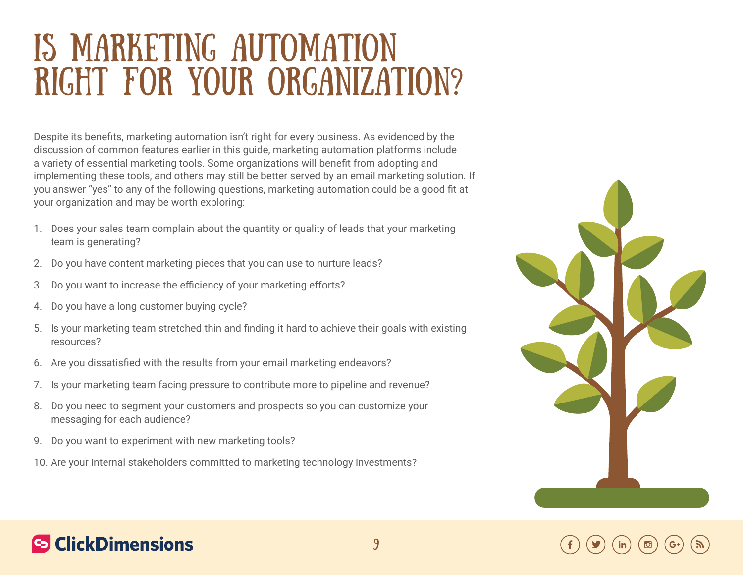# IS MARKETING AUTOMATION RIGHT FOR YOUR ORGANIZATION?

Despite its benefits, marketing automation isn't right for every business. As evidenced by the discussion of common features earlier in this guide, marketing automation platforms include a variety of essential marketing tools. Some organizations will benefit from adopting and implementing these tools, and others may still be better served by an email marketing solution. If you answer "yes" to any of the following questions, marketing automation could be a good fit at your organization and may be worth exploring:

1. Does your sales team complain about the quantity or quality of leads that your marketing team is generating?
2. Do you have content marketing pieces that you can use to nurture leads?
3. Do you want to increase the efficiency of your marketing efforts?
4. Do you have a long customer buying cycle?
5. Is your marketing team stretched thin and finding it hard to achieve their goals with existing resources?
6. Are you dissatisfied with the results from your email marketing endeavors?
7. Is your marketing team facing pressure to contribute more to pipeline and revenue?
8. Do you need to segment your customers and prospects so you can customize your messaging for each audience?
9. Do you want to experiment with new marketing tools?
10. Are your internal stakeholders committed to marketing technology investments?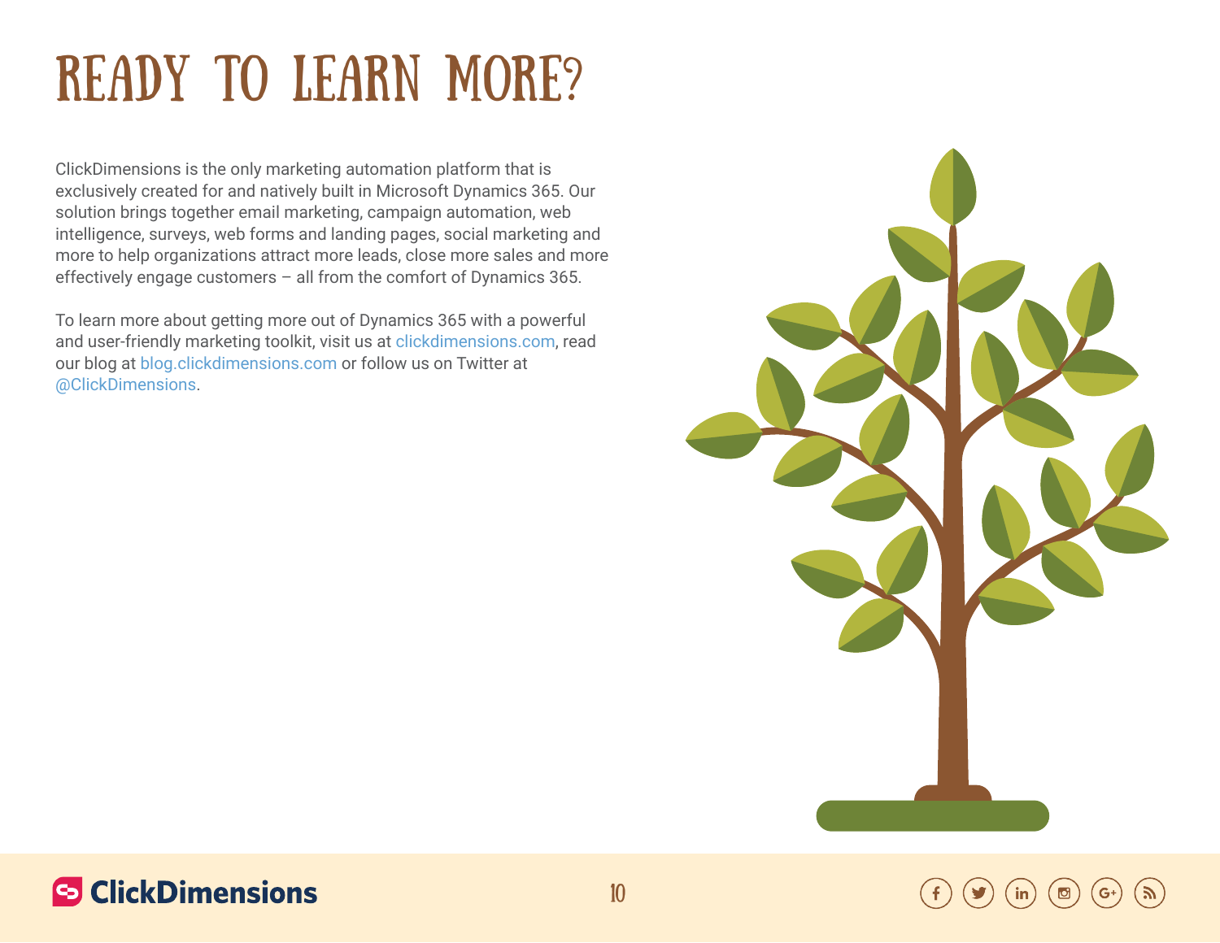# READY TO LEARN MORE?

ClickDimensions is the only marketing automation platform that is exclusively created for and natively built in Microsoft Dynamics 365. Our solution brings together email marketing, campaign automation, web intelligence, surveys, web forms and landing pages, social marketing and more to help organizations attract more leads, close more sales and more effectively engage customers – all from the comfort of Dynamics 365.

To learn more about getting more out of Dynamics 365 with a powerful and user-friendly marketing toolkit, visit us at clickdimensions.com, read our blog at blog.clickdimensions.com or follow us on Twitter at @ClickDimensions.